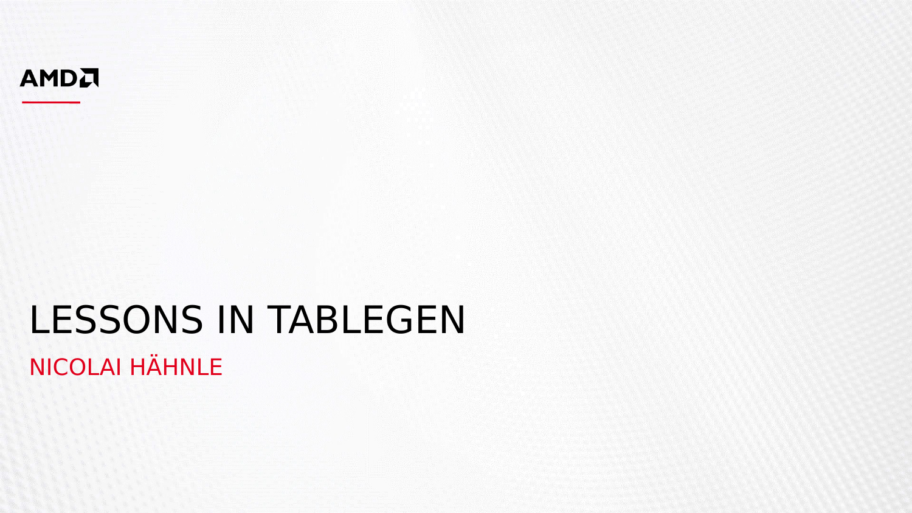AMD

# LESSONS IN TABLEGEN

NICOLAI HÄHNLE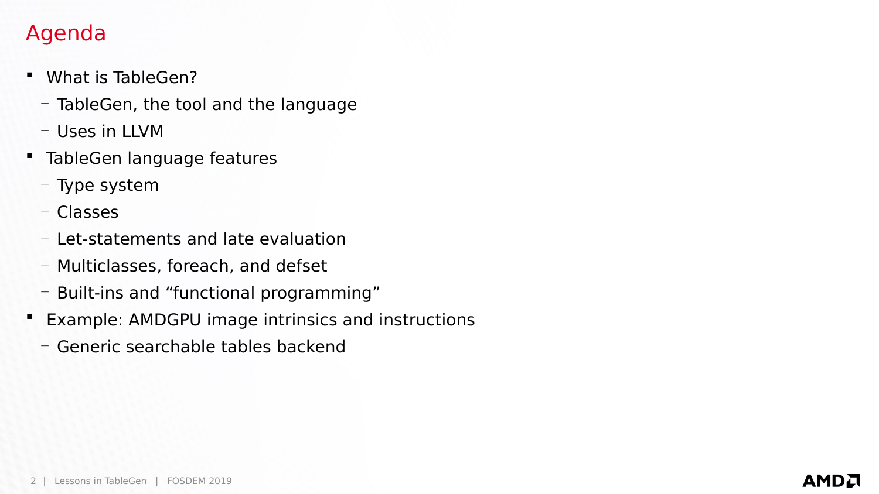# Agenda

- What is TableGen?
  - TableGen, the tool and the language
  - Uses in LLVM
- TableGen language features
  - Type system
  - Classes
  - Let-statements and late evaluation
  - Multiclasses, foreach, and defset
  - Built-ins and “functional programming”
- Example: AMDGPU image intrinsics and instructions
  - Generic searchable tables backend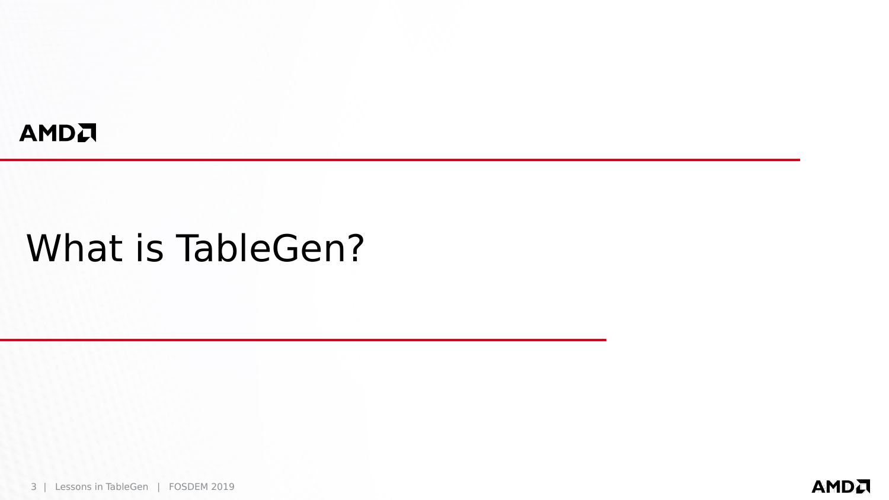# What is TableGen?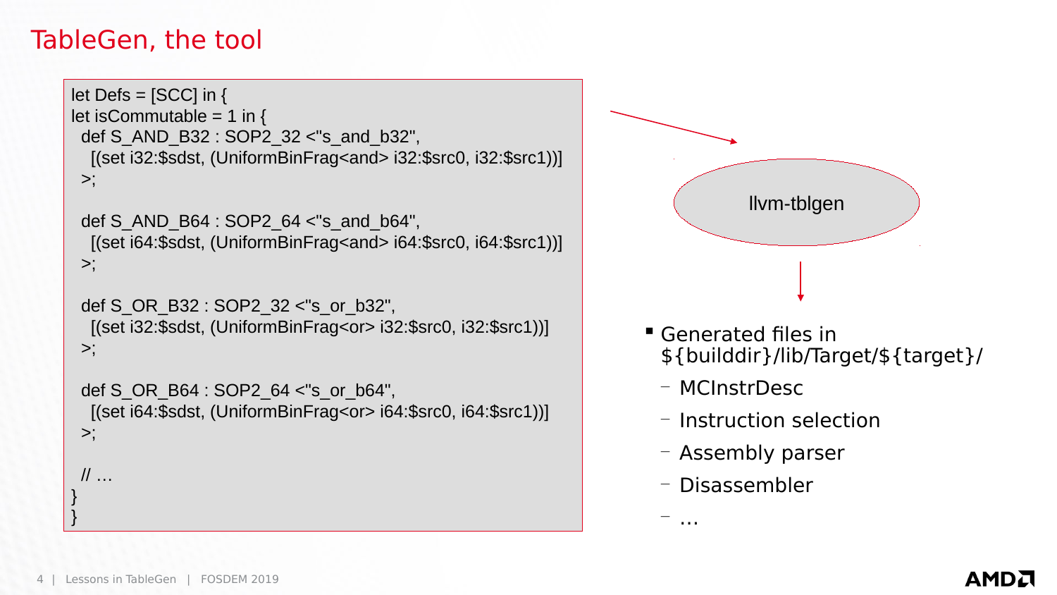# TableGen, the tool

```
let Defs = [SCC] in {
let isCommutable = 1 in {
  def S_AND_B32 : SOP2_32 <"s_and_b32",
    [(set i32:$sdst, (UniformBinFrag<and> i32:$src0, i32:$src1))]
  >;

  def S_AND_B64 : SOP2_64 <"s_and_b64",
    [(set i64:$sdst, (UniformBinFrag<and> i64:$src0, i64:$src1))]
  >;

  def S_OR_B32 : SOP2_32 <"s_or_b32",
    [(set i32:$sdst, (UniformBinFrag<or> i32:$src0, i32:$src1))]
  >;

  def S_OR_B64 : SOP2_64 <"s_or_b64",
    [(set i64:$sdst, (UniformBinFrag<or> i64:$src0, i64:$src1))]
  >;

  // …
}
}
```

llvm-tblgen

- Generated files in ${builddir}/lib/Target/${target}/
  - MCInstrDesc
  - Instruction selection
  - Assembly parser
  - Disassembler
  - …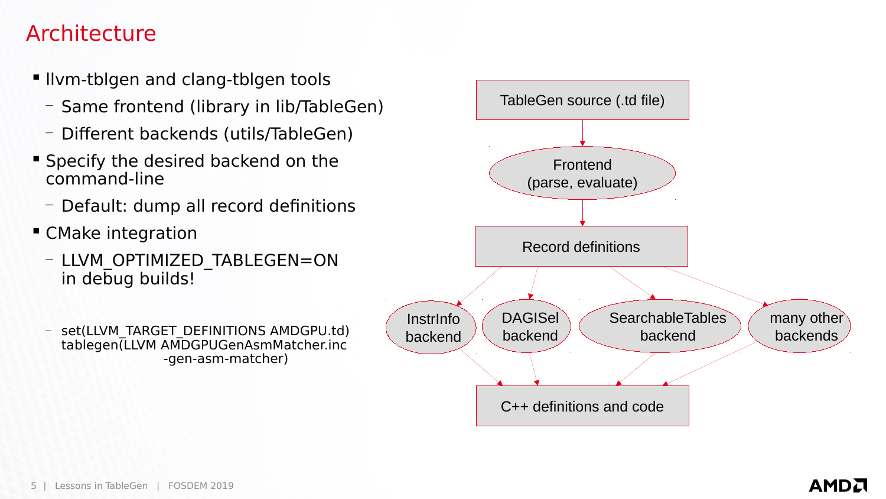# Architecture

- llvm-tblgen and clang-tblgen tools
  - Same frontend (library in lib/TableGen)
  - Different backends (utils/TableGen)
- Specify the desired backend on the command-line
  - Default: dump all record definitions
- CMake integration
  - LLVM_OPTIMIZED_TABLEGEN=ON in debug builds!
  - ```
    set(LLVM_TARGET_DEFINITIONS AMDGPU.td)
    tablegen(LLVM AMDGPUGenAsmMatcher.inc
                  -gen-asm-matcher)
    ```

TableGen source (.td file) → Frontend (parse, evaluate) → Record definitions → InstrInfo backend / DAGISel backend / SearchableTables backend / many other backends → C++ definitions and code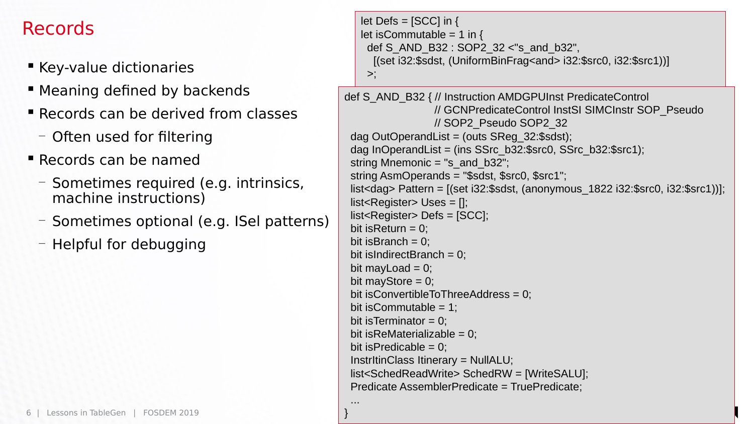# Records

- Key-value dictionaries
- Meaning defined by backends
- Records can be derived from classes
  - Often used for filtering
- Records can be named
  - Sometimes required (e.g. intrinsics, machine instructions)
  - Sometimes optional (e.g. ISel patterns)
  - Helpful for debugging

```
let Defs = [SCC] in {
let isCommutable = 1 in {
  def S_AND_B32 : SOP2_32 <"s_and_b32",
    [(set i32:$sdst, (UniformBinFrag<and> i32:$src0, i32:$src1))]
  >;
```

```
def S_AND_B32 { // Instruction AMDGPUInst PredicateControl
                // GCNPredicateControl InstSI SIMCInstr SOP_Pseudo
                // SOP2_Pseudo SOP2_32
  dag OutOperandList = (outs SReg_32:$sdst);
  dag InOperandList = (ins SSrc_b32:$src0, SSrc_b32:$src1);
  string Mnemonic = "s_and_b32";
  string AsmOperands = "$sdst, $src0, $src1";
  list<dag> Pattern = [(set i32:$sdst, (anonymous_1822 i32:$src0, i32:$src1))];
  list<Register> Uses = [];
  list<Register> Defs = [SCC];
  bit isReturn = 0;
  bit isBranch = 0;
  bit isIndirectBranch = 0;
  bit mayLoad = 0;
  bit mayStore = 0;
  bit isConvertibleToThreeAddress = 0;
  bit isCommutable = 1;
  bit isTerminator = 0;
  bit isReMaterializable = 0;
  bit isPredicable = 0;
  InstrItinClass Itinerary = NullALU;
  list<SchedReadWrite> SchedRW = [WriteSALU];
  Predicate AssemblerPredicate = TruePredicate;
  ...
}
```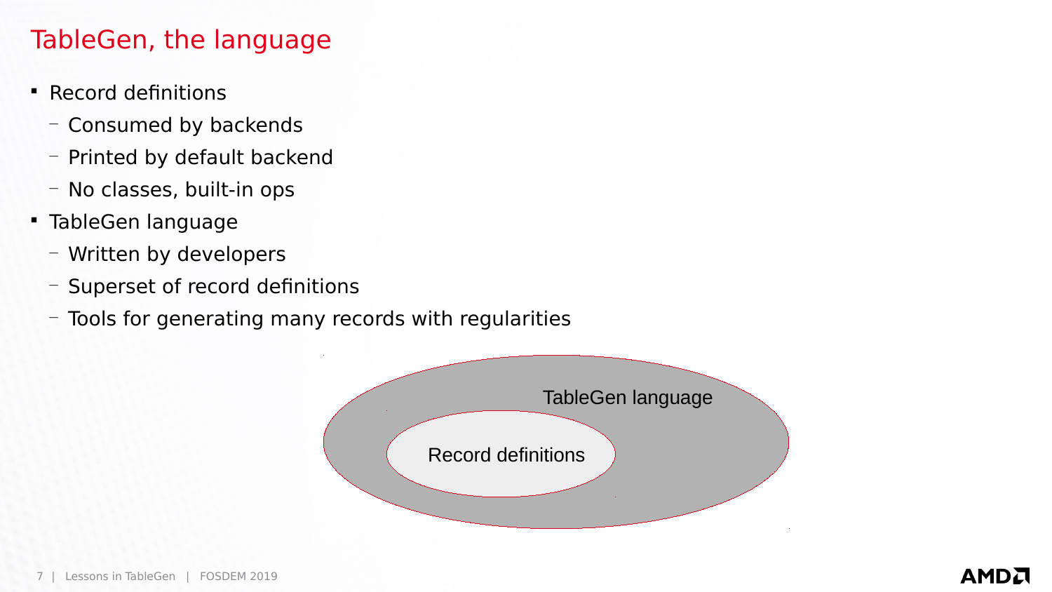# TableGen, the language

- Record definitions
  - Consumed by backends
  - Printed by default backend
  - No classes, built-in ops
- TableGen language
  - Written by developers
  - Superset of record definitions
  - Tools for generating many records with regularities

TableGen language

Record definitions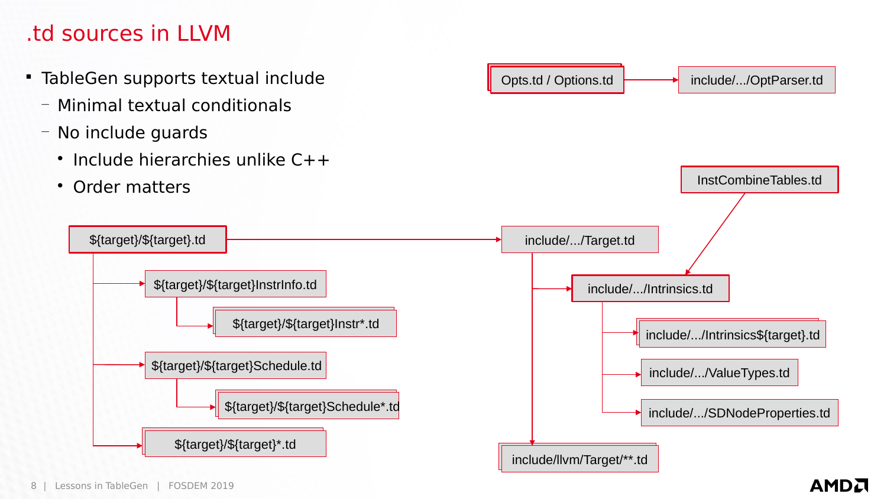# .td sources in LLVM

- TableGen supports textual include
  - Minimal textual conditionals
  - No include guards
    - Include hierarchies unlike C++
    - Order matters

Opts.td / Options.td → include/.../OptParser.td

${target}/${target}.td
- ${target}/${target}InstrInfo.td
  - ${target}/${target}Instr*.td
- ${target}/${target}Schedule.td
  - ${target}/${target}Schedule*.td
- ${target}/${target}*.td

${target}/${target}.td → include/.../Target.td

include/.../Target.td
- include/.../Intrinsics.td
  - include/.../Intrinsics${target}.td
  - include/.../ValueTypes.td
  - include/.../SDNodeProperties.td
- include/llvm/Target/**.td

InstCombineTables.td → include/.../Intrinsics.td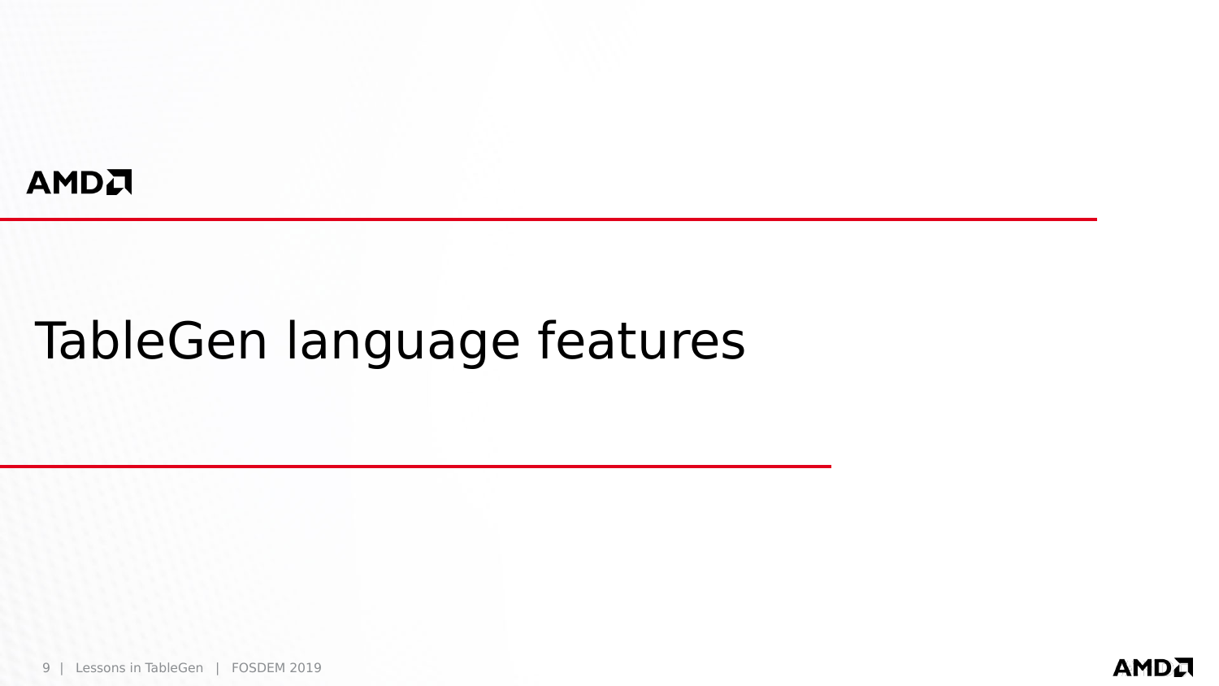# TableGen language features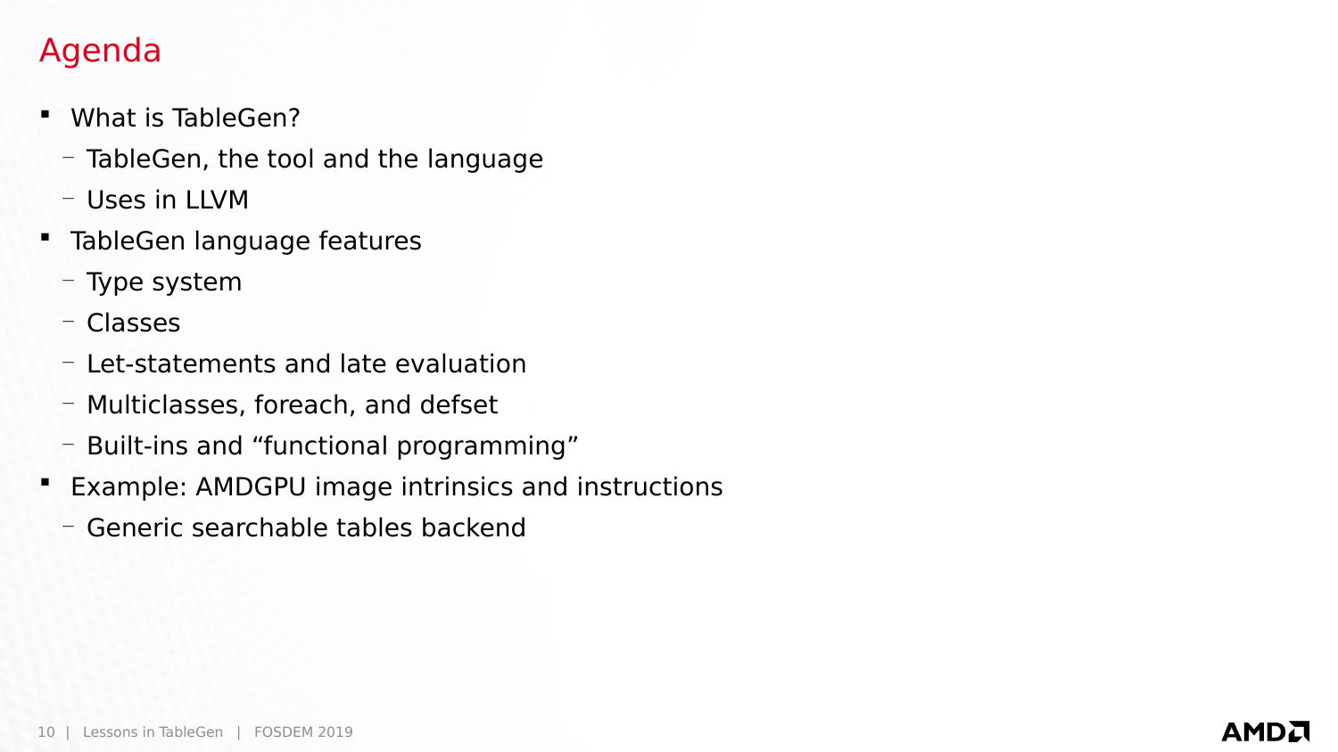# Agenda

- What is TableGen?
  - TableGen, the tool and the language
  - Uses in LLVM
- TableGen language features
  - Type system
  - Classes
  - Let-statements and late evaluation
  - Multiclasses, foreach, and defset
  - Built-ins and “functional programming”
- Example: AMDGPU image intrinsics and instructions
  - Generic searchable tables backend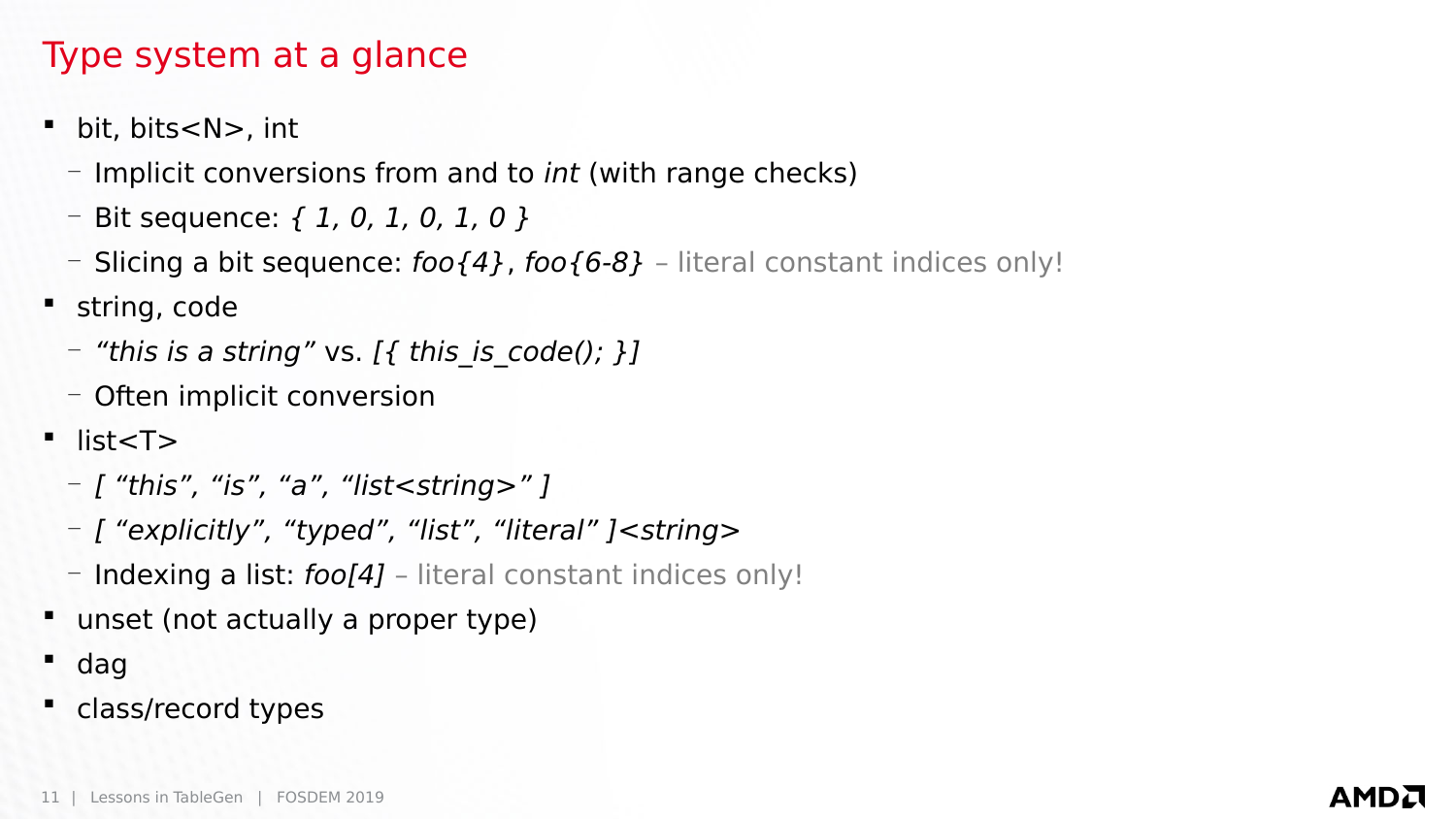# Type system at a glance

- bit, bits<N>, int
  - Implicit conversions from and to *int* (with range checks)
  - Bit sequence: *{ 1, 0, 1, 0, 1, 0 }*
  - Slicing a bit sequence: *foo{4}*, *foo{6-8}* – literal constant indices only!
- string, code
  - *“this is a string”* vs. *[{ this_is_code(); }]*
  - Often implicit conversion
- list<T>
  - *[ “this”, “is”, “a”, “list<string>” ]*
  - *[ “explicitly”, “typed”, “list”, “literal” ]<string>*
  - Indexing a list: *foo[4]* – literal constant indices only!
- unset (not actually a proper type)
- dag
- class/record types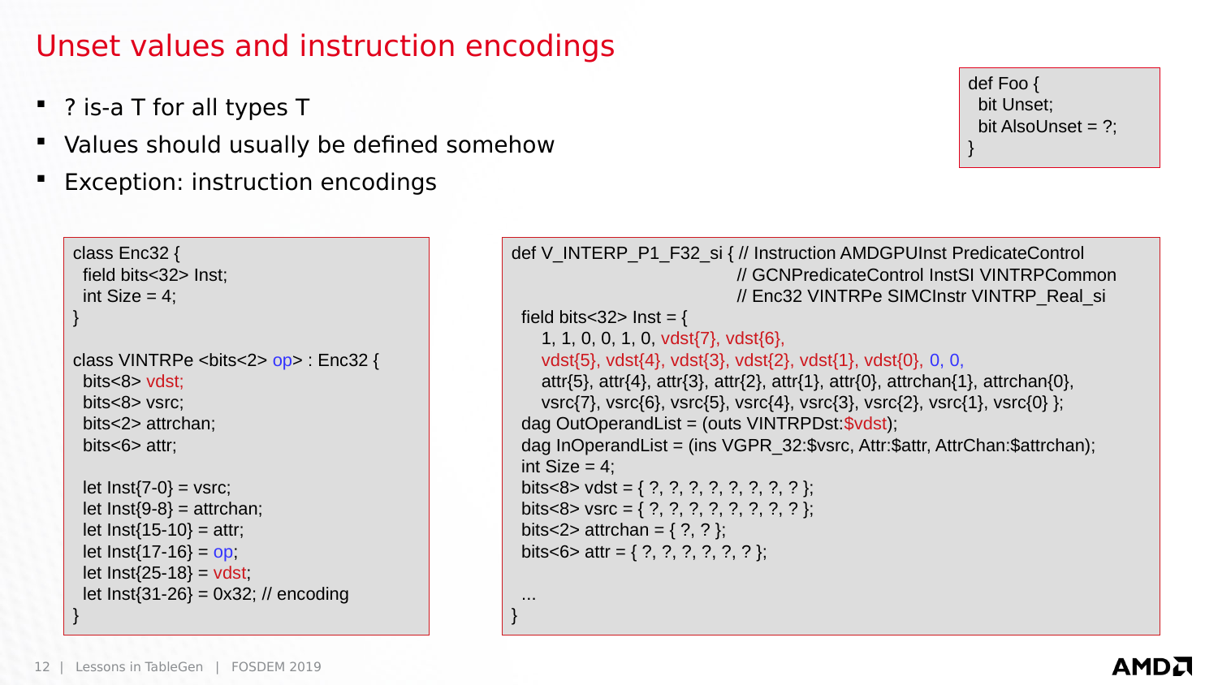# Unset values and instruction encodings

- ? is-a T for all types T
- Values should usually be defined somehow
- Exception: instruction encodings

```
def Foo {
  bit Unset;
  bit AlsoUnset = ?;
}
```

```
class Enc32 {
  field bits<32> Inst;
  int Size = 4;
}

class VINTRPe <bits<2> op> : Enc32 {
  bits<8> vdst;
  bits<8> vsrc;
  bits<2> attrchan;
  bits<6> attr;

  let Inst{7-0} = vsrc;
  let Inst{9-8} = attrchan;
  let Inst{15-10} = attr;
  let Inst{17-16} = op;
  let Inst{25-18} = vdst;
  let Inst{31-26} = 0x32; // encoding
}
```

```
def V_INTERP_P1_F32_si { // Instruction AMDGPUInst PredicateControl
                         // GCNPredicateControl InstSI VINTRPCommon
                         // Enc32 VINTRPe SIMCInstr VINTRP_Real_si
  field bits<32> Inst = {
    1, 1, 0, 0, 1, 0, vdst{7}, vdst{6},
    vdst{5}, vdst{4}, vdst{3}, vdst{2}, vdst{1}, vdst{0}, 0, 0,
    attr{5}, attr{4}, attr{3}, attr{2}, attr{1}, attr{0}, attrchan{1}, attrchan{0},
    vsrc{7}, vsrc{6}, vsrc{5}, vsrc{4}, vsrc{3}, vsrc{2}, vsrc{1}, vsrc{0} };
  dag OutOperandList = (outs VINTRPDst:$vdst);
  dag InOperandList = (ins VGPR_32:$vsrc, Attr:$attr, AttrChan:$attrchan);
  int Size = 4;
  bits<8> vdst = { ?, ?, ?, ?, ?, ?, ?, ? };
  bits<8> vsrc = { ?, ?, ?, ?, ?, ?, ?, ? };
  bits<2> attrchan = { ?, ? };
  bits<6> attr = { ?, ?, ?, ?, ?, ? };

  ...
}
```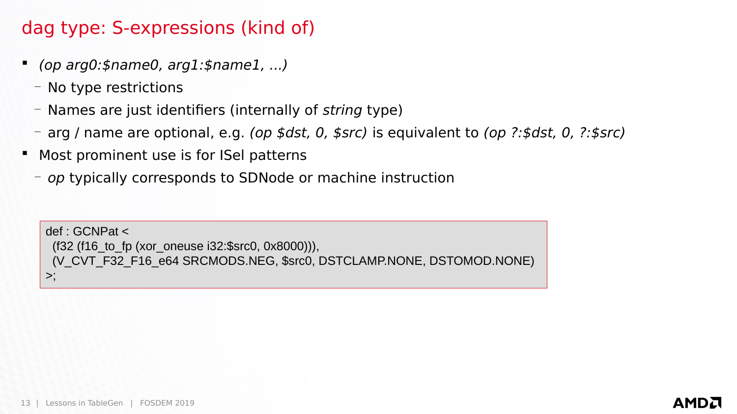# dag type: S-expressions (kind of)

- *(op arg0:$name0, arg1:$name1, ...)*
  - No type restrictions
  - Names are just identifiers (internally of *string* type)
  - arg / name are optional, e.g. *(op $dst, 0, $src)* is equivalent to *(op ?:$dst, 0, ?:$src)*
- Most prominent use is for ISel patterns
  - *op* typically corresponds to SDNode or machine instruction

```
def : GCNPat <
  (f32 (f16_to_fp (xor_oneuse i32:$src0, 0x8000))),
  (V_CVT_F32_F16_e64 SRCMODS.NEG, $src0, DSTCLAMP.NONE, DSTOMOD.NONE)
>;
```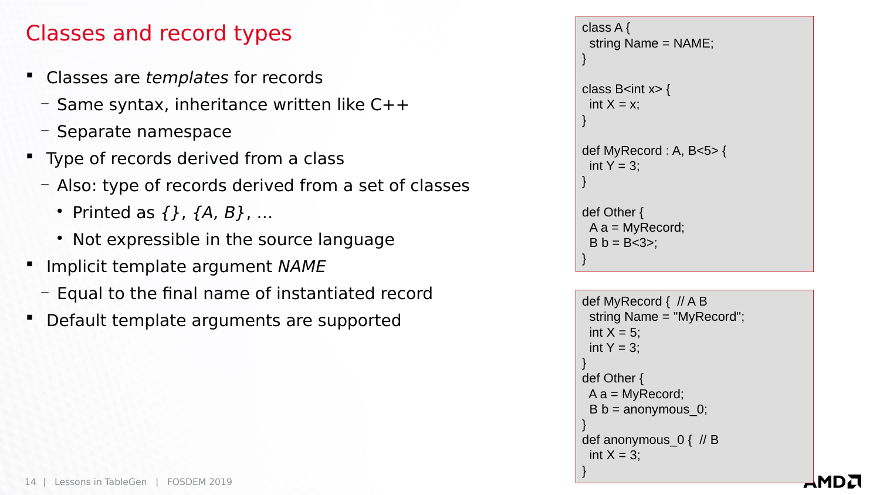# Classes and record types

- Classes are *templates* for records
  - Same syntax, inheritance written like C++
  - Separate namespace
- Type of records derived from a class
  - Also: type of records derived from a set of classes
    - Printed as *{}*, *{A, B}*, …
    - Not expressible in the source language
- Implicit template argument *NAME*
  - Equal to the final name of instantiated record
- Default template arguments are supported

```
class A {
  string Name = NAME;
}

class B<int x> {
  int X = x;
}

def MyRecord : A, B<5> {
  int Y = 3;
}

def Other {
  A a = MyRecord;
  B b = B<3>;
}
```

```
def MyRecord {  // A B
  string Name = "MyRecord";
  int X = 5;
  int Y = 3;
}
def Other {
  A a = MyRecord;
  B b = anonymous_0;
}
def anonymous_0 {  // B
  int X = 3;
}
```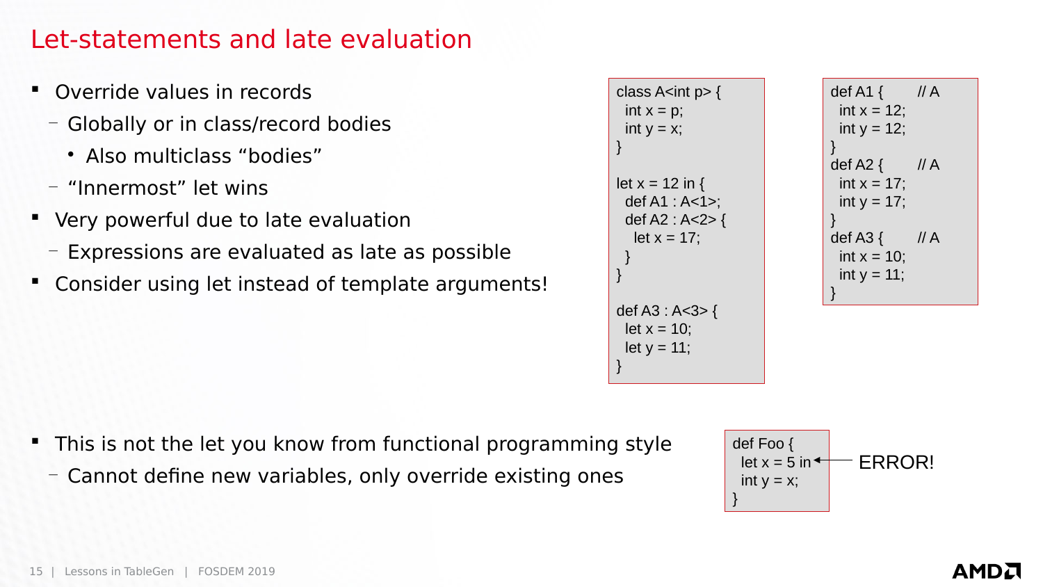# Let-statements and late evaluation

- Override values in records
  - Globally or in class/record bodies
    - Also multiclass "bodies"
  - "Innermost" let wins
- Very powerful due to late evaluation
  - Expressions are evaluated as late as possible
- Consider using let instead of template arguments!

```
class A<int p> {
  int x = p;
  int y = x;
}

let x = 12 in {
  def A1 : A<1>;
  def A2 : A<2> {
    let x = 17;
  }
}

def A3 : A<3> {
  let x = 10;
  let y = 11;
}
```

```
def A1 {      // A
  int x = 12;
  int y = 12;
}
def A2 {      // A
  int x = 17;
  int y = 17;
}
def A3 {      // A
  int x = 10;
  int y = 11;
}
```

- This is not the let you know from functional programming style
  - Cannot define new variables, only override existing ones

```
def Foo {
  let x = 5 in   <-- ERROR!
  int y = x;
}
```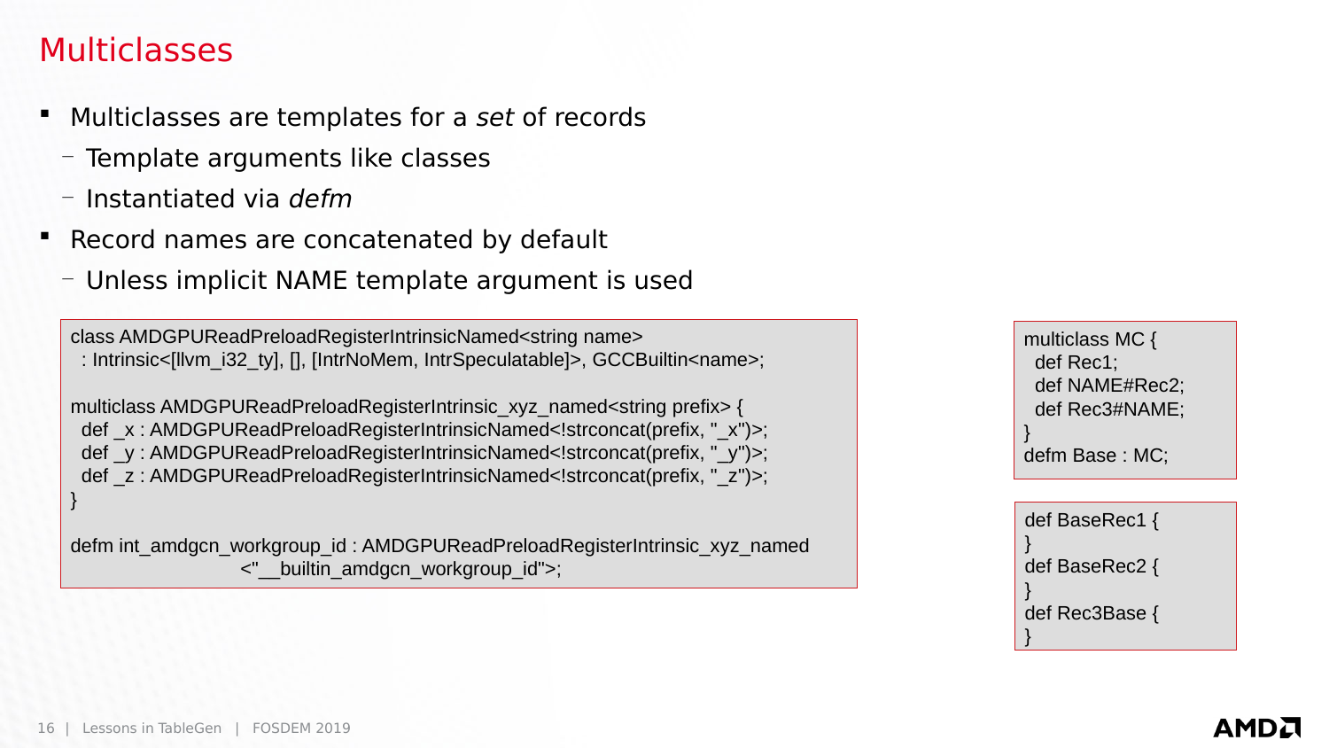# Multiclasses

- Multiclasses are templates for a *set* of records
  - Template arguments like classes
  - Instantiated via *defm*
- Record names are concatenated by default
  - Unless implicit NAME template argument is used

```
class AMDGPUReadPreloadRegisterIntrinsicNamed<string name>
  : Intrinsic<[llvm_i32_ty], [], [IntrNoMem, IntrSpeculatable]>, GCCBuiltin<name>;

multiclass AMDGPUReadPreloadRegisterIntrinsic_xyz_named<string prefix> {
  def _x : AMDGPUReadPreloadRegisterIntrinsicNamed<!strconcat(prefix, "_x")>;
  def _y : AMDGPUReadPreloadRegisterIntrinsicNamed<!strconcat(prefix, "_y")>;
  def _z : AMDGPUReadPreloadRegisterIntrinsicNamed<!strconcat(prefix, "_z")>;
}

defm int_amdgcn_workgroup_id : AMDGPUReadPreloadRegisterIntrinsic_xyz_named
                    <"__builtin_amdgcn_workgroup_id">;
```

```
multiclass MC {
  def Rec1;
  def NAME#Rec2;
  def Rec3#NAME;
}
defm Base : MC;
```

```
def BaseRec1 {
}
def BaseRec2 {
}
def Rec3Base {
}
```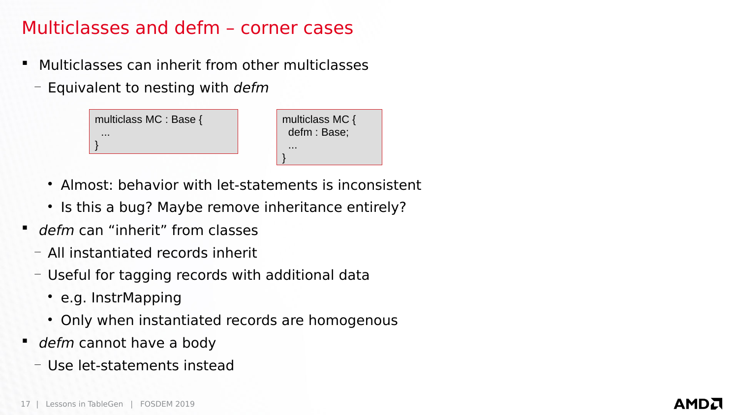# Multiclasses and defm – corner cases

- Multiclasses can inherit from other multiclasses
  - Equivalent to nesting with *defm*

```
multiclass MC : Base {
  ...
}
```

```
multiclass MC {
  defm : Base;
  ...
}
```

    - Almost: behavior with let-statements is inconsistent
    - Is this a bug? Maybe remove inheritance entirely?
- *defm* can “inherit” from classes
  - All instantiated records inherit
  - Useful for tagging records with additional data
    - e.g. InstrMapping
    - Only when instantiated records are homogenous
- *defm* cannot have a body
  - Use let-statements instead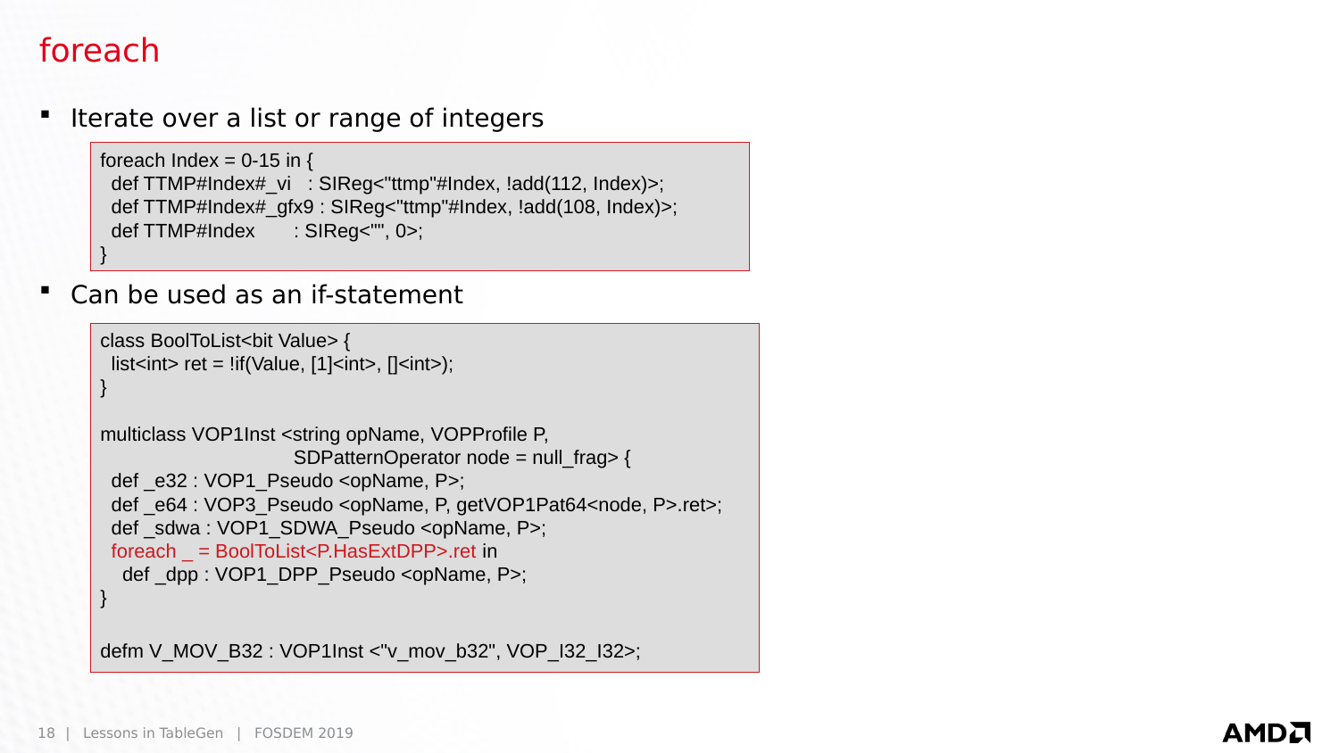# foreach

- Iterate over a list or range of integers

```
foreach Index = 0-15 in {
  def TTMP#Index#_vi   : SIReg<"ttmp"#Index, !add(112, Index)>;
  def TTMP#Index#_gfx9 : SIReg<"ttmp"#Index, !add(108, Index)>;
  def TTMP#Index       : SIReg<"", 0>;
}
```

- Can be used as an if-statement

```
class BoolToList<bit Value> {
  list<int> ret = !if(Value, [1]<int>, []<int>);
}

multiclass VOP1Inst <string opName, VOPProfile P,
                     SDPatternOperator node = null_frag> {
  def _e32 : VOP1_Pseudo <opName, P>;
  def _e64 : VOP3_Pseudo <opName, P, getVOP1Pat64<node, P>.ret>;
  def _sdwa : VOP1_SDWA_Pseudo <opName, P>;
  foreach _ = BoolToList<P.HasExtDPP>.ret in
    def _dpp : VOP1_DPP_Pseudo <opName, P>;
}

defm V_MOV_B32 : VOP1Inst <"v_mov_b32", VOP_I32_I32>;
```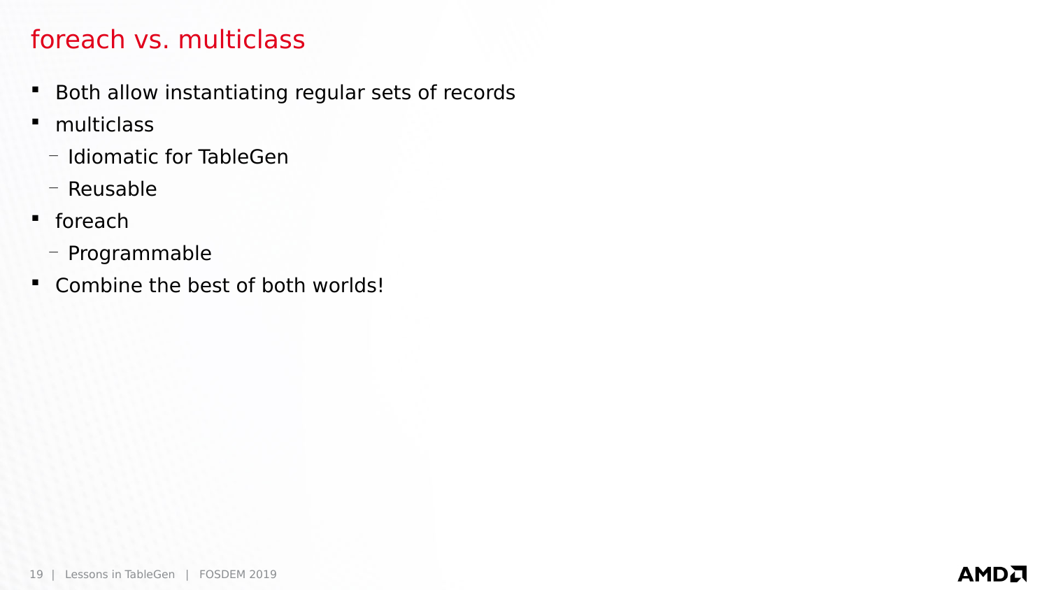# foreach vs. multiclass

- Both allow instantiating regular sets of records
- multiclass
  - Idiomatic for TableGen
  - Reusable
- foreach
  - Programmable
- Combine the best of both worlds!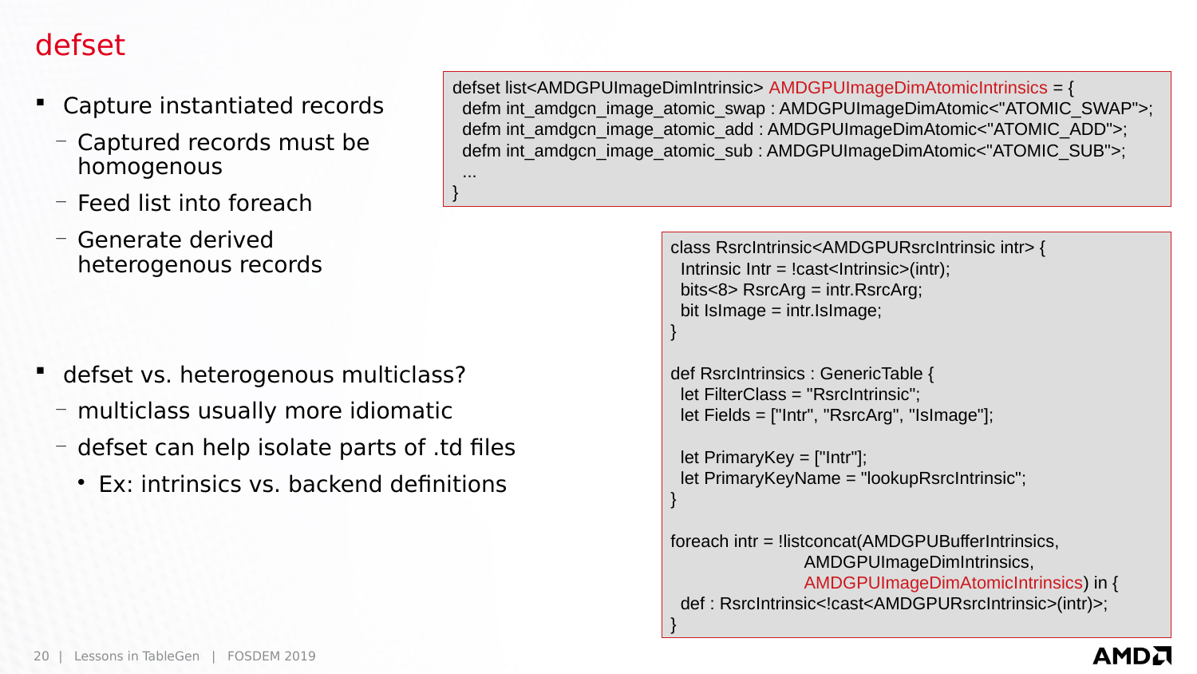# defset

- Capture instantiated records
  - Captured records must be homogenous
  - Feed list into foreach
  - Generate derived heterogenous records

```
defset list<AMDGPUImageDimIntrinsic> AMDGPUImageDimAtomicIntrinsics = {
  defm int_amdgcn_image_atomic_swap : AMDGPUImageDimAtomic<"ATOMIC_SWAP">;
  defm int_amdgcn_image_atomic_add : AMDGPUImageDimAtomic<"ATOMIC_ADD">;
  defm int_amdgcn_image_atomic_sub : AMDGPUImageDimAtomic<"ATOMIC_SUB">;
  ...
}
```

- defset vs. heterogenous multiclass?
  - multiclass usually more idiomatic
  - defset can help isolate parts of .td files
    - Ex: intrinsics vs. backend definitions

```
class RsrcIntrinsic<AMDGPURsrcIntrinsic intr> {
  Intrinsic Intr = !cast<Intrinsic>(intr);
  bits<8> RsrcArg = intr.RsrcArg;
  bit IsImage = intr.IsImage;
}

def RsrcIntrinsics : GenericTable {
  let FilterClass = "RsrcIntrinsic";
  let Fields = ["Intr", "RsrcArg", "IsImage"];

  let PrimaryKey = ["Intr"];
  let PrimaryKeyName = "lookupRsrcIntrinsic";
}

foreach intr = !listconcat(AMDGPUBufferIntrinsics,
                           AMDGPUImageDimIntrinsics,
                           AMDGPUImageDimAtomicIntrinsics) in {
  def : RsrcIntrinsic<!cast<AMDGPURsrcIntrinsic>(intr)>;
}
```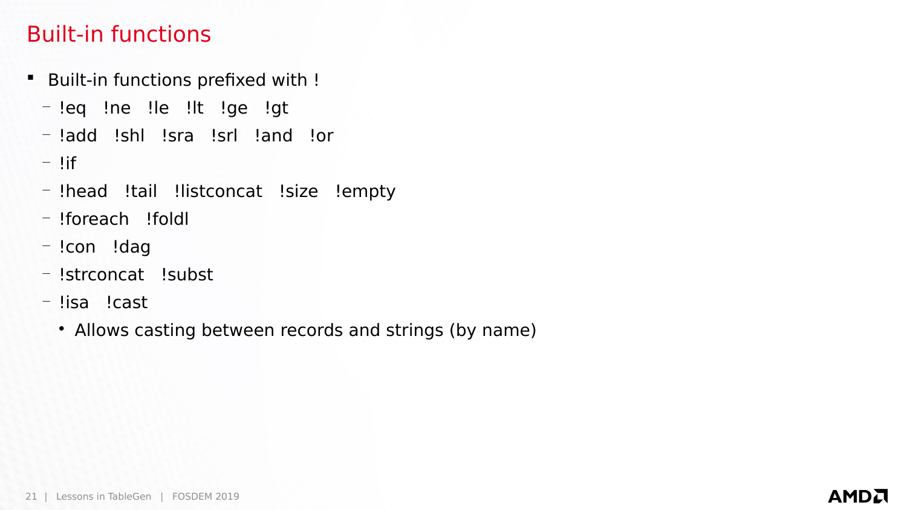# Built-in functions

- Built-in functions prefixed with !
  - !eq !ne !le !lt !ge !gt
  - !add !shl !sra !srl !and !or
  - !if
  - !head !tail !listconcat !size !empty
  - !foreach !foldl
  - !con !dag
  - !strconcat !subst
  - !isa !cast
    - Allows casting between records and strings (by name)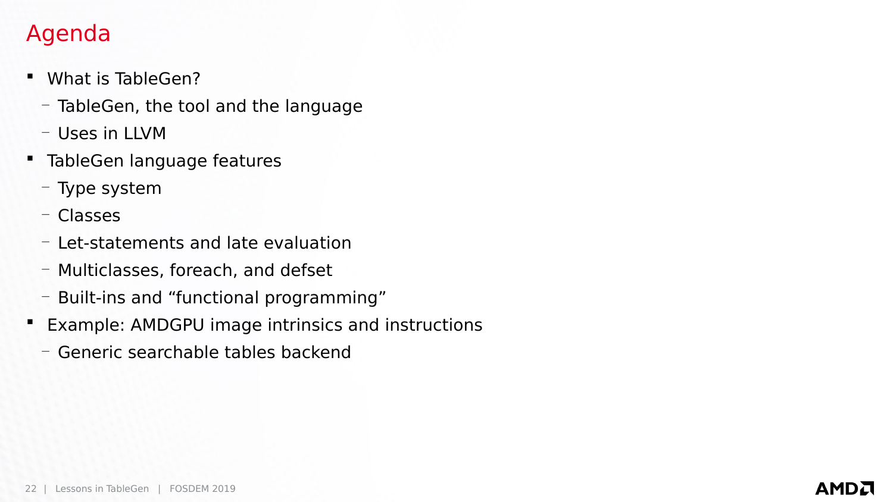# Agenda

- What is TableGen?
  - TableGen, the tool and the language
  - Uses in LLVM
- TableGen language features
  - Type system
  - Classes
  - Let-statements and late evaluation
  - Multiclasses, foreach, and defset
  - Built-ins and “functional programming”
- Example: AMDGPU image intrinsics and instructions
  - Generic searchable tables backend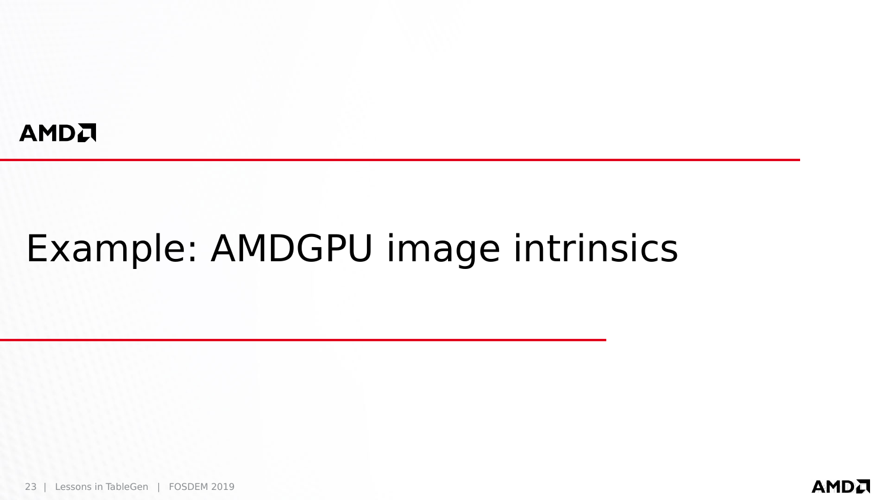# Example: AMDGPU image intrinsics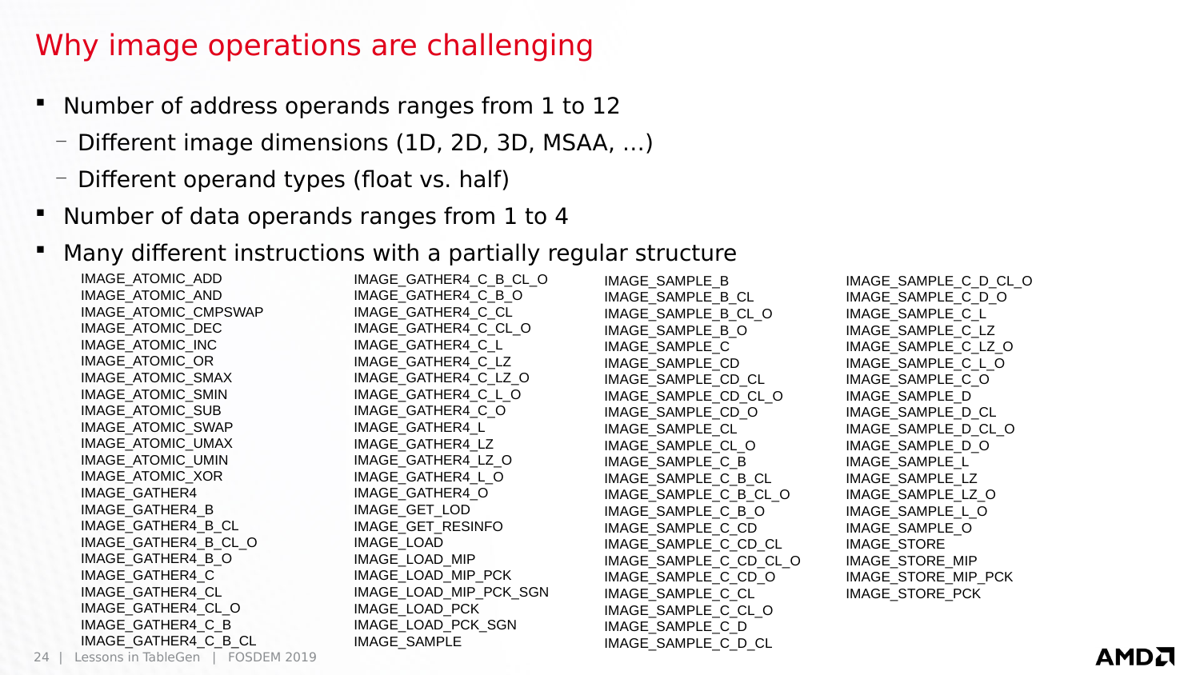# Why image operations are challenging

- Number of address operands ranges from 1 to 12
  - Different image dimensions (1D, 2D, 3D, MSAA, …)
  - Different operand types (float vs. half)
- Number of data operands ranges from 1 to 4
- Many different instructions with a partially regular structure

IMAGE_ATOMIC_ADD
IMAGE_ATOMIC_AND
IMAGE_ATOMIC_CMPSWAP
IMAGE_ATOMIC_DEC
IMAGE_ATOMIC_INC
IMAGE_ATOMIC_OR
IMAGE_ATOMIC_SMAX
IMAGE_ATOMIC_SMIN
IMAGE_ATOMIC_SUB
IMAGE_ATOMIC_SWAP
IMAGE_ATOMIC_UMAX
IMAGE_ATOMIC_UMIN
IMAGE_ATOMIC_XOR
IMAGE_GATHER4
IMAGE_GATHER4_B
IMAGE_GATHER4_B_CL
IMAGE_GATHER4_B_CL_O
IMAGE_GATHER4_B_O
IMAGE_GATHER4_C
IMAGE_GATHER4_CL
IMAGE_GATHER4_CL_O
IMAGE_GATHER4_C_B
IMAGE_GATHER4_C_B_CL
IMAGE_GATHER4_C_B_CL_O
IMAGE_GATHER4_C_B_O
IMAGE_GATHER4_C_CL
IMAGE_GATHER4_C_CL_O
IMAGE_GATHER4_C_L
IMAGE_GATHER4_C_LZ
IMAGE_GATHER4_C_LZ_O
IMAGE_GATHER4_C_L_O
IMAGE_GATHER4_C_O
IMAGE_GATHER4_L
IMAGE_GATHER4_LZ
IMAGE_GATHER4_LZ_O
IMAGE_GATHER4_L_O
IMAGE_GATHER4_O
IMAGE_GET_LOD
IMAGE_GET_RESINFO
IMAGE_LOAD
IMAGE_LOAD_MIP
IMAGE_LOAD_MIP_PCK
IMAGE_LOAD_MIP_PCK_SGN
IMAGE_LOAD_PCK
IMAGE_LOAD_PCK_SGN
IMAGE_SAMPLE
IMAGE_SAMPLE_B
IMAGE_SAMPLE_B_CL
IMAGE_SAMPLE_B_CL_O
IMAGE_SAMPLE_B_O
IMAGE_SAMPLE_C
IMAGE_SAMPLE_CD
IMAGE_SAMPLE_CD_CL
IMAGE_SAMPLE_CD_CL_O
IMAGE_SAMPLE_CD_O
IMAGE_SAMPLE_CL
IMAGE_SAMPLE_CL_O
IMAGE_SAMPLE_C_B
IMAGE_SAMPLE_C_B_CL
IMAGE_SAMPLE_C_B_CL_O
IMAGE_SAMPLE_C_B_O
IMAGE_SAMPLE_C_CD
IMAGE_SAMPLE_C_CD_CL
IMAGE_SAMPLE_C_CD_CL_O
IMAGE_SAMPLE_C_CD_O
IMAGE_SAMPLE_C_CL
IMAGE_SAMPLE_C_CL_O
IMAGE_SAMPLE_C_D
IMAGE_SAMPLE_C_D_CL
IMAGE_SAMPLE_C_D_CL_O
IMAGE_SAMPLE_C_D_O
IMAGE_SAMPLE_C_L
IMAGE_SAMPLE_C_LZ
IMAGE_SAMPLE_C_LZ_O
IMAGE_SAMPLE_C_L_O
IMAGE_SAMPLE_C_O
IMAGE_SAMPLE_D
IMAGE_SAMPLE_D_CL
IMAGE_SAMPLE_D_CL_O
IMAGE_SAMPLE_D_O
IMAGE_SAMPLE_L
IMAGE_SAMPLE_LZ
IMAGE_SAMPLE_LZ_O
IMAGE_SAMPLE_L_O
IMAGE_SAMPLE_O
IMAGE_STORE
IMAGE_STORE_MIP
IMAGE_STORE_MIP_PCK
IMAGE_STORE_PCK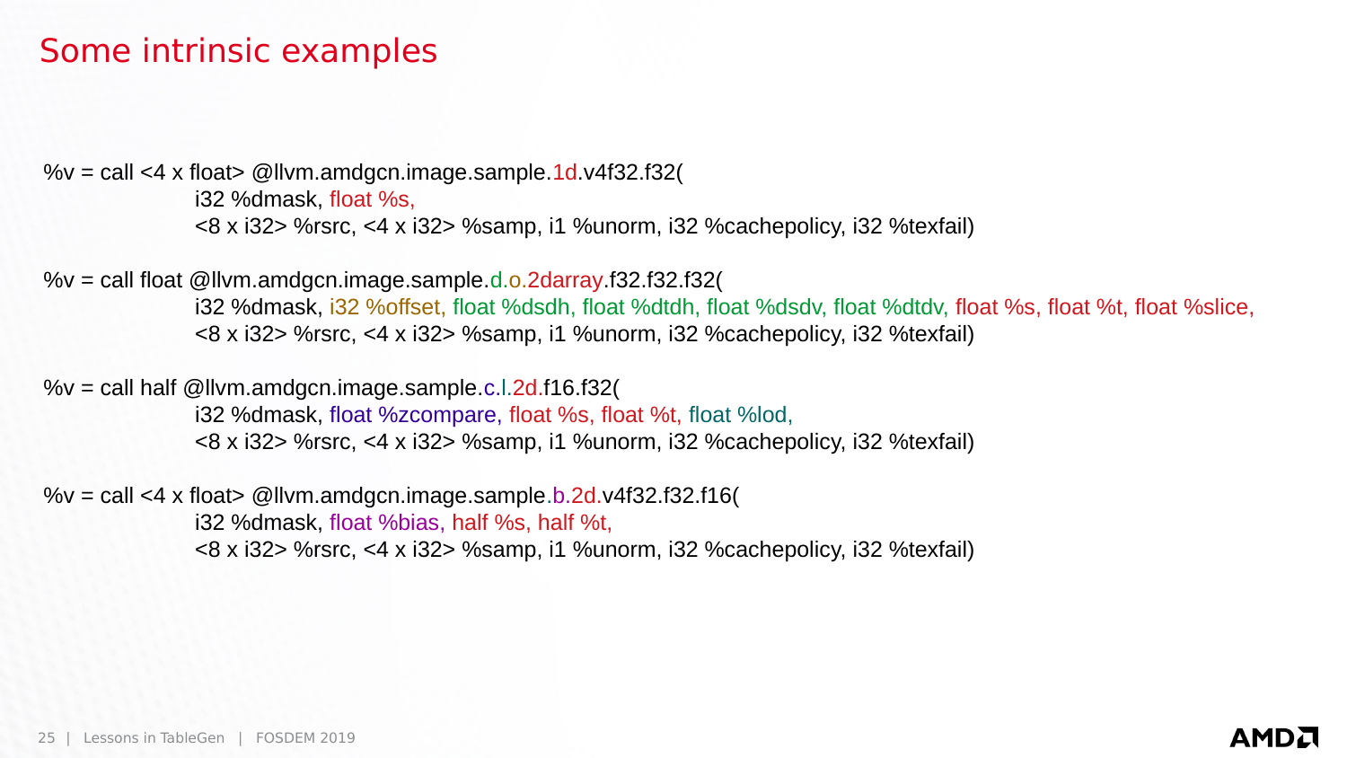# Some intrinsic examples

```
%v = call <4 x float> @llvm.amdgcn.image.sample.1d.v4f32.f32(
                  i32 %dmask, float %s,
                  <8 x i32> %rsrc, <4 x i32> %samp, i1 %unorm, i32 %cachepolicy, i32 %texfail)

%v = call float @llvm.amdgcn.image.sample.d.o.2darray.f32.f32.f32(
                  i32 %dmask, i32 %offset, float %dsdh, float %dtdh, float %dsdv, float %dtdv, float %s, float %t, float %slice,
                  <8 x i32> %rsrc, <4 x i32> %samp, i1 %unorm, i32 %cachepolicy, i32 %texfail)

%v = call half @llvm.amdgcn.image.sample.c.l.2d.f16.f32(
                  i32 %dmask, float %zcompare, float %s, float %t, float %lod,
                  <8 x i32> %rsrc, <4 x i32> %samp, i1 %unorm, i32 %cachepolicy, i32 %texfail)

%v = call <4 x float> @llvm.amdgcn.image.sample.b.2d.v4f32.f32.f16(
                  i32 %dmask, float %bias, half %s, half %t,
                  <8 x i32> %rsrc, <4 x i32> %samp, i1 %unorm, i32 %cachepolicy, i32 %texfail)
```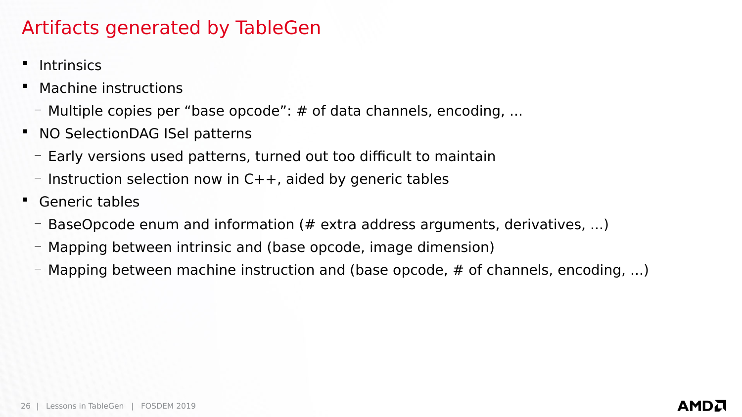# Artifacts generated by TableGen

- Intrinsics
- Machine instructions
  - Multiple copies per “base opcode”: # of data channels, encoding, ...
- NO SelectionDAG ISel patterns
  - Early versions used patterns, turned out too difficult to maintain
  - Instruction selection now in C++, aided by generic tables
- Generic tables
  - BaseOpcode enum and information (# extra address arguments, derivatives, ...)
  - Mapping between intrinsic and (base opcode, image dimension)
  - Mapping between machine instruction and (base opcode, # of channels, encoding, ...)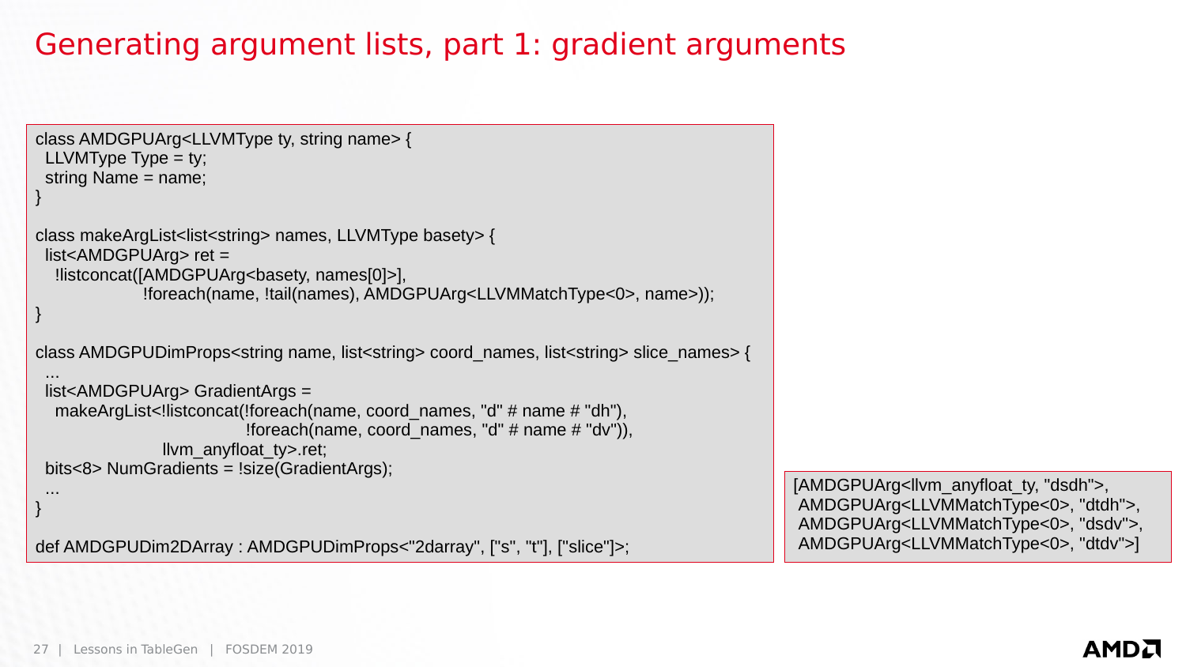# Generating argument lists, part 1: gradient arguments

```
class AMDGPUArg<LLVMType ty, string name> {
  LLVMType Type = ty;
  string Name = name;
}

class makeArgList<list<string> names, LLVMType basety> {
  list<AMDGPUArg> ret =
    !listconcat([AMDGPUArg<basety, names[0]>],
                 !foreach(name, !tail(names), AMDGPUArg<LLVMMatchType<0>, name>));
}

class AMDGPUDimProps<string name, list<string> coord_names, list<string> slice_names> {
  ...
  list<AMDGPUArg> GradientArgs =
    makeArgList<!listconcat(!foreach(name, coord_names, "d" # name # "dh"),
                            !foreach(name, coord_names, "d" # name # "dv")),
                llvm_anyfloat_ty>.ret;
  bits<8> NumGradients = !size(GradientArgs);
  ...
}

def AMDGPUDim2DArray : AMDGPUDimProps<"2darray", ["s", "t"], ["slice"]>;
```

```
[AMDGPUArg<llvm_anyfloat_ty, "dsdh">,
 AMDGPUArg<LLVMMatchType<0>, "dtdh">,
 AMDGPUArg<LLVMMatchType<0>, "dsdv">,
 AMDGPUArg<LLVMMatchType<0>, "dtdv">]
```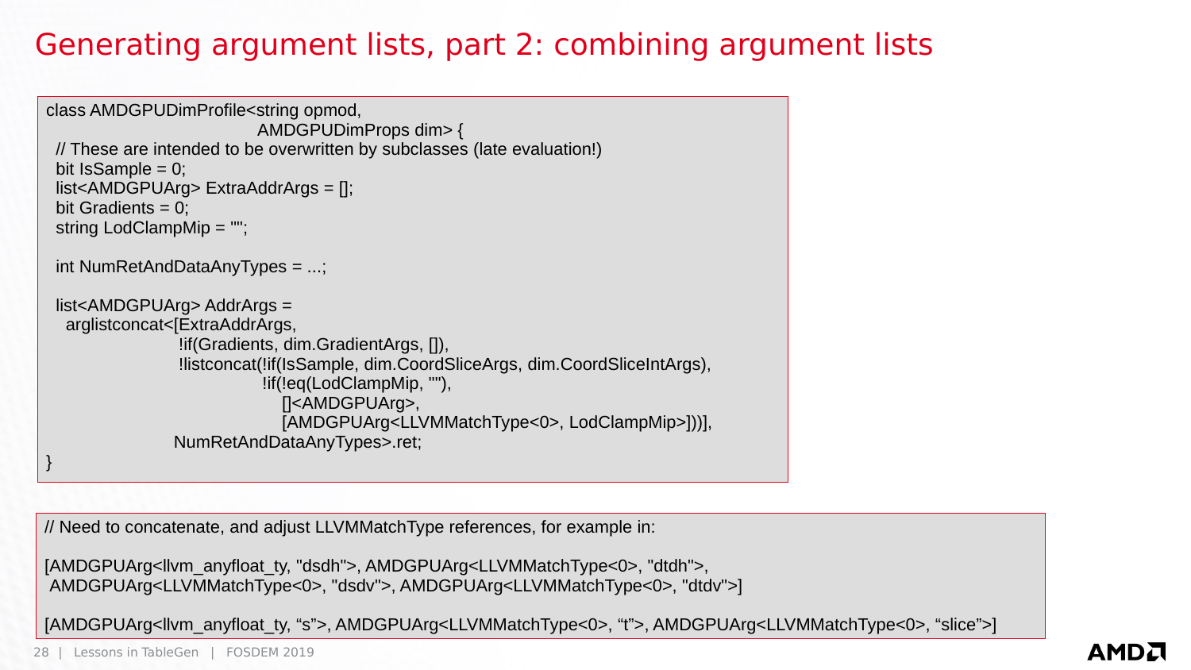# Generating argument lists, part 2: combining argument lists

```
class AMDGPUDimProfile<string opmod,
                       AMDGPUDimProps dim> {
  // These are intended to be overwritten by subclasses (late evaluation!)
  bit IsSample = 0;
  list<AMDGPUArg> ExtraAddrArgs = [];
  bit Gradients = 0;
  string LodClampMip = "";

  int NumRetAndDataAnyTypes = ...;

  list<AMDGPUArg> AddrArgs =
    arglistconcat<[ExtraAddrArgs,
                   !if(Gradients, dim.GradientArgs, []),
                   !listconcat(!if(IsSample, dim.CoordSliceArgs, dim.CoordSliceIntArgs),
                               !if(!eq(LodClampMip, ""),
                                   []<AMDGPUArg>,
                                   [AMDGPUArg<LLVMMatchType<0>, LodClampMip>]))],
                  NumRetAndDataAnyTypes>.ret;
}
```

```
// Need to concatenate, and adjust LLVMMatchType references, for example in:

[AMDGPUArg<llvm_anyfloat_ty, "dsdh">, AMDGPUArg<LLVMMatchType<0>, "dtdh">,
 AMDGPUArg<LLVMMatchType<0>, "dsdv">, AMDGPUArg<LLVMMatchType<0>, "dtdv">]

[AMDGPUArg<llvm_anyfloat_ty, "s">, AMDGPUArg<LLVMMatchType<0>, "t">, AMDGPUArg<LLVMMatchType<0>, "slice">]
```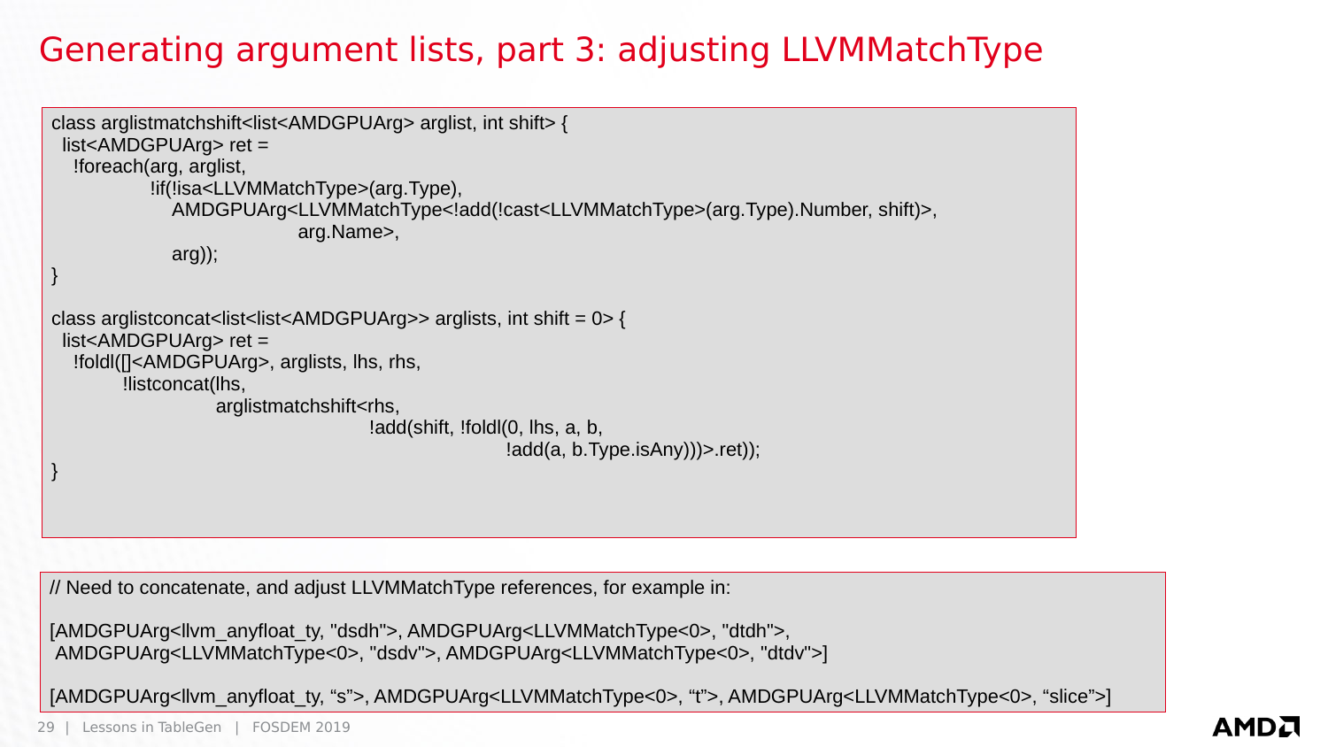# Generating argument lists, part 3: adjusting LLVMMatchType

```
class arglistmatchshift<list<AMDGPUArg> arglist, int shift> {
  list<AMDGPUArg> ret =
    !foreach(arg, arglist,
             !if(!isa<LLVMMatchType>(arg.Type),
               AMDGPUArg<LLVMMatchType<!add(!cast<LLVMMatchType>(arg.Type).Number, shift)>,
                         arg.Name>,
               arg));
}

class arglistconcat<list<list<AMDGPUArg>> arglists, int shift = 0> {
  list<AMDGPUArg> ret =
    !foldl([]<AMDGPUArg>, arglists, lhs, rhs,
        !listconcat(lhs,
                 arglistmatchshift<rhs,
                            !add(shift, !foldl(0, lhs, a, b,
                                          !add(a, b.Type.isAny)))>.ret));
}
```

```
// Need to concatenate, and adjust LLVMMatchType references, for example in:

[AMDGPUArg<llvm_anyfloat_ty, "dsdh">, AMDGPUArg<LLVMMatchType<0>, "dtdh">,
 AMDGPUArg<LLVMMatchType<0>, "dsdv">, AMDGPUArg<LLVMMatchType<0>, "dtdv">]

[AMDGPUArg<llvm_anyfloat_ty, "s">, AMDGPUArg<LLVMMatchType<0>, "t">, AMDGPUArg<LLVMMatchType<0>, "slice">]
```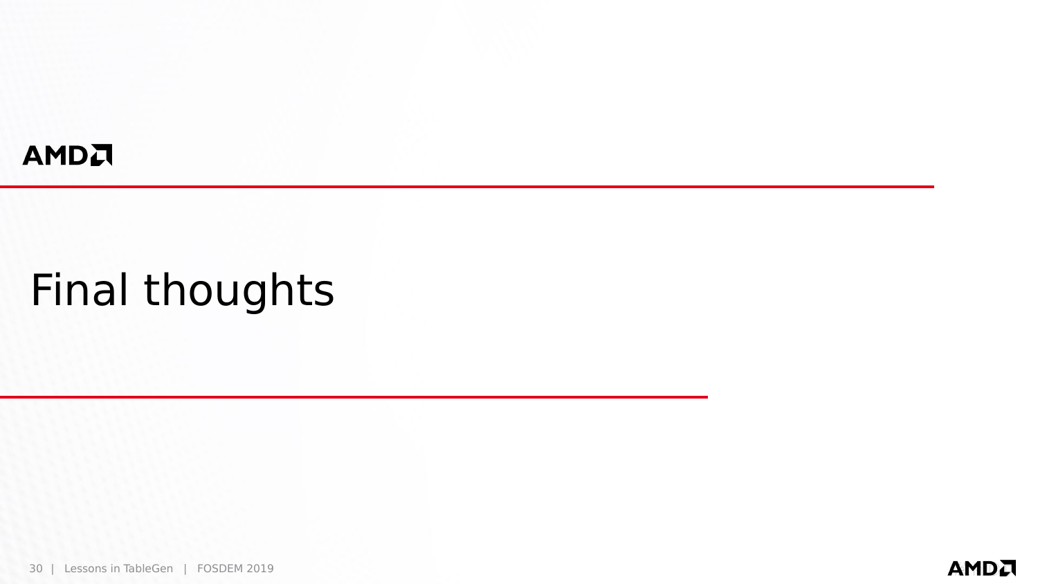# Final thoughts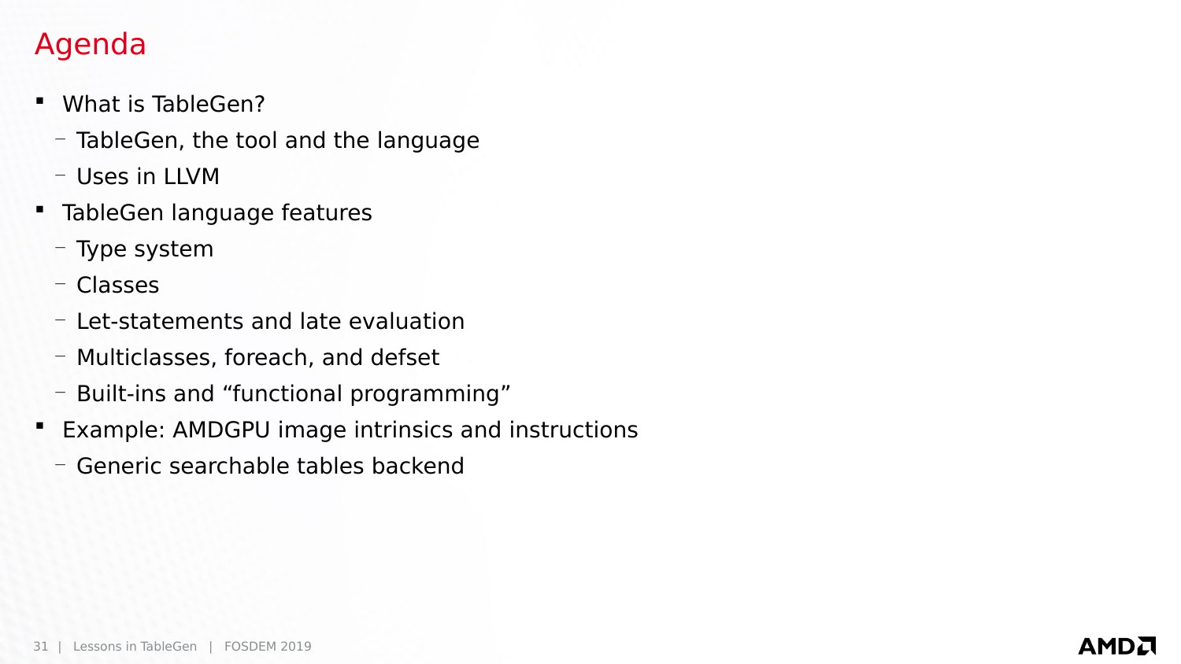# Agenda

- What is TableGen?
  - TableGen, the tool and the language
  - Uses in LLVM
- TableGen language features
  - Type system
  - Classes
  - Let-statements and late evaluation
  - Multiclasses, foreach, and defset
  - Built-ins and "functional programming"
- Example: AMDGPU image intrinsics and instructions
  - Generic searchable tables backend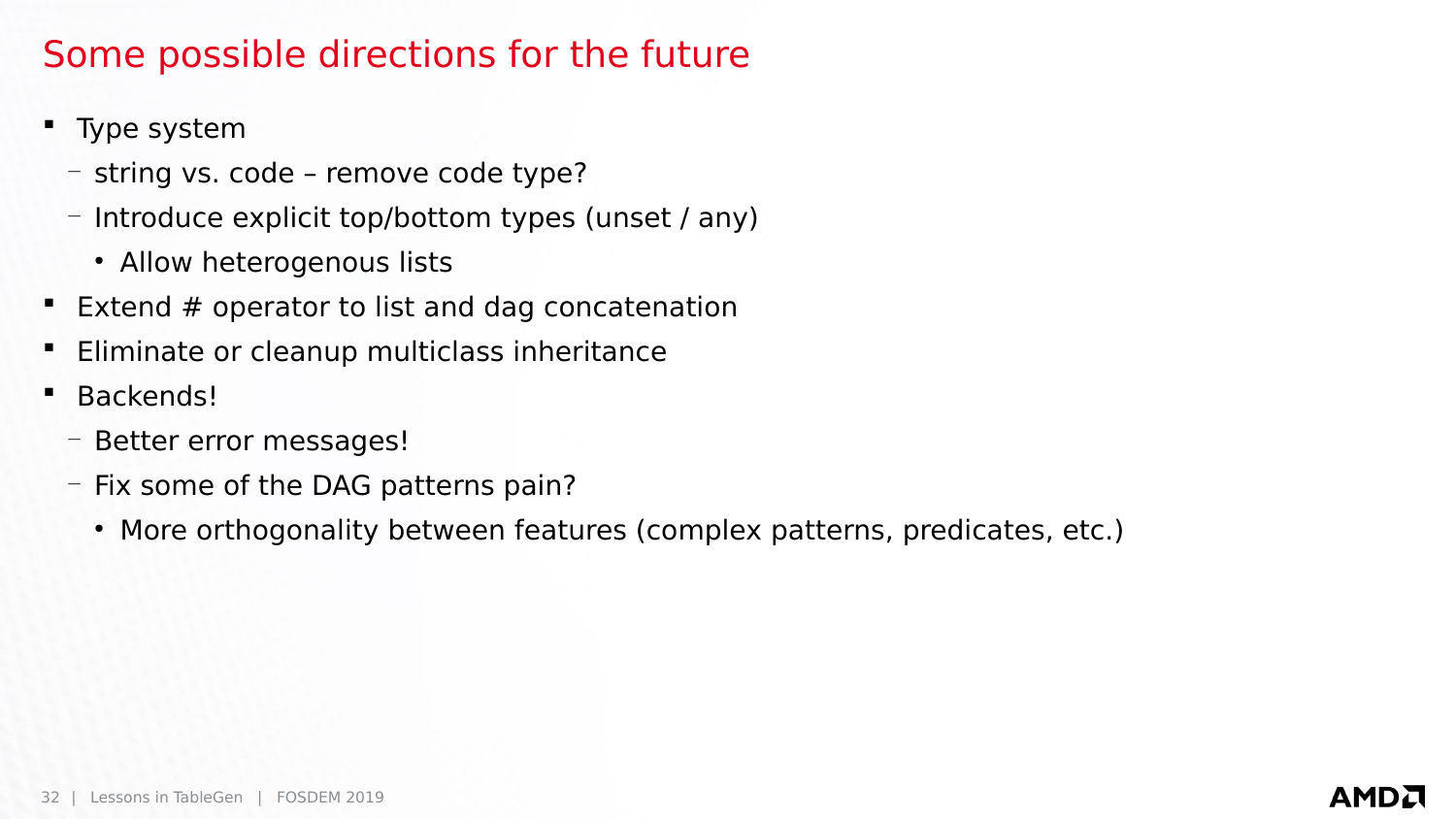# Some possible directions for the future

- Type system
  - string vs. code – remove code type?
  - Introduce explicit top/bottom types (unset / any)
    - Allow heterogenous lists
- Extend # operator to list and dag concatenation
- Eliminate or cleanup multiclass inheritance
- Backends!
  - Better error messages!
  - Fix some of the DAG patterns pain?
    - More orthogonality between features (complex patterns, predicates, etc.)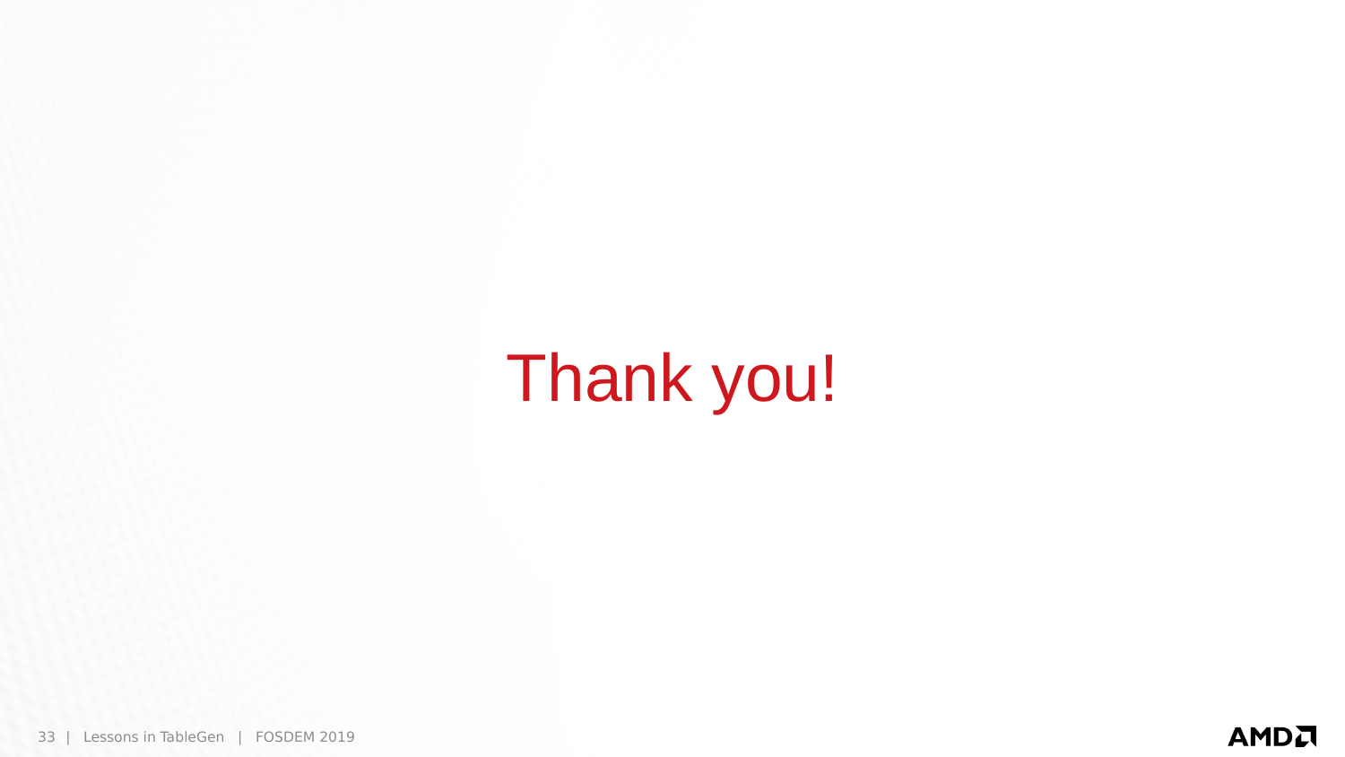# Thank you!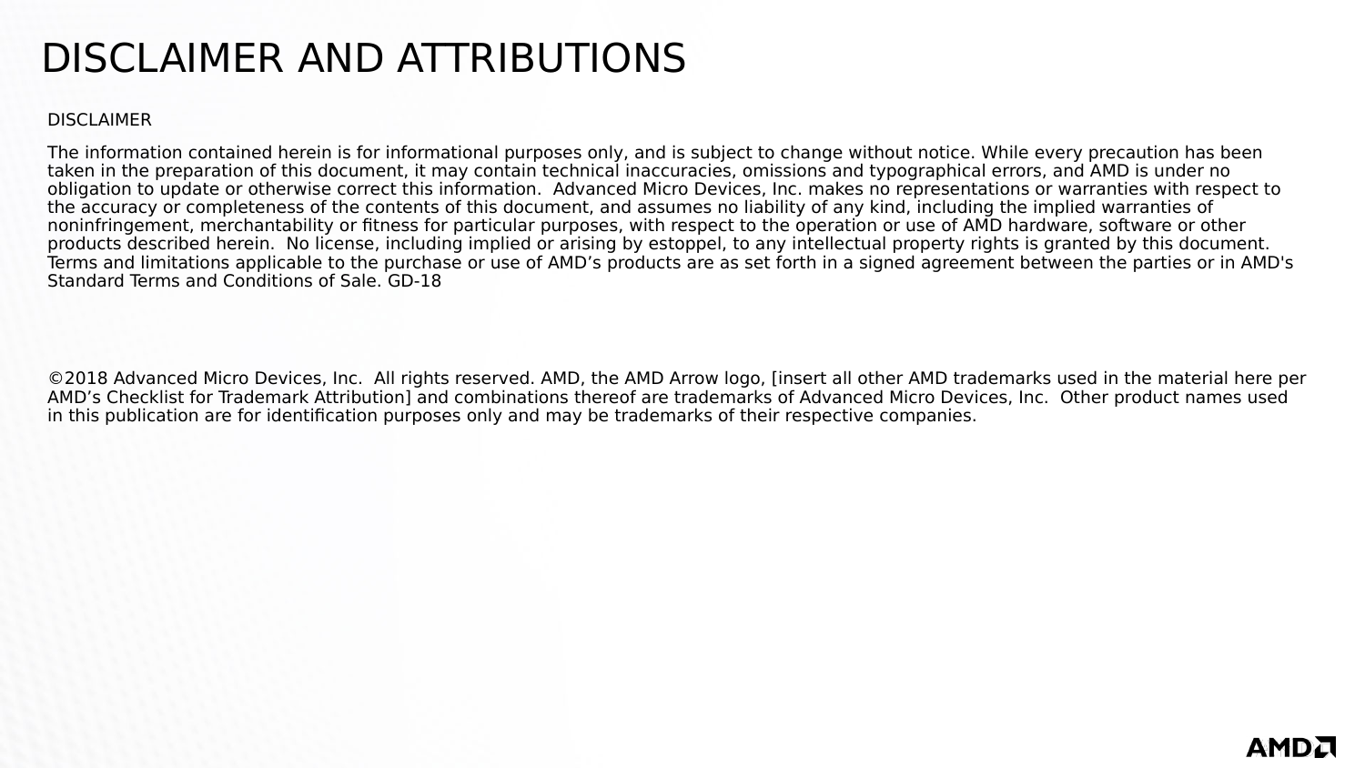# DISCLAIMER AND ATTRIBUTIONS

DISCLAIMER

The information contained herein is for informational purposes only, and is subject to change without notice. While every precaution has been taken in the preparation of this document, it may contain technical inaccuracies, omissions and typographical errors, and AMD is under no obligation to update or otherwise correct this information. Advanced Micro Devices, Inc. makes no representations or warranties with respect to the accuracy or completeness of the contents of this document, and assumes no liability of any kind, including the implied warranties of noninfringement, merchantability or fitness for particular purposes, with respect to the operation or use of AMD hardware, software or other products described herein. No license, including implied or arising by estoppel, to any intellectual property rights is granted by this document. Terms and limitations applicable to the purchase or use of AMD's products are as set forth in a signed agreement between the parties or in AMD's Standard Terms and Conditions of Sale. GD-18

©2018 Advanced Micro Devices, Inc. All rights reserved. AMD, the AMD Arrow logo, [insert all other AMD trademarks used in the material here per AMD's Checklist for Trademark Attribution] and combinations thereof are trademarks of Advanced Micro Devices, Inc. Other product names used in this publication are for identification purposes only and may be trademarks of their respective companies.